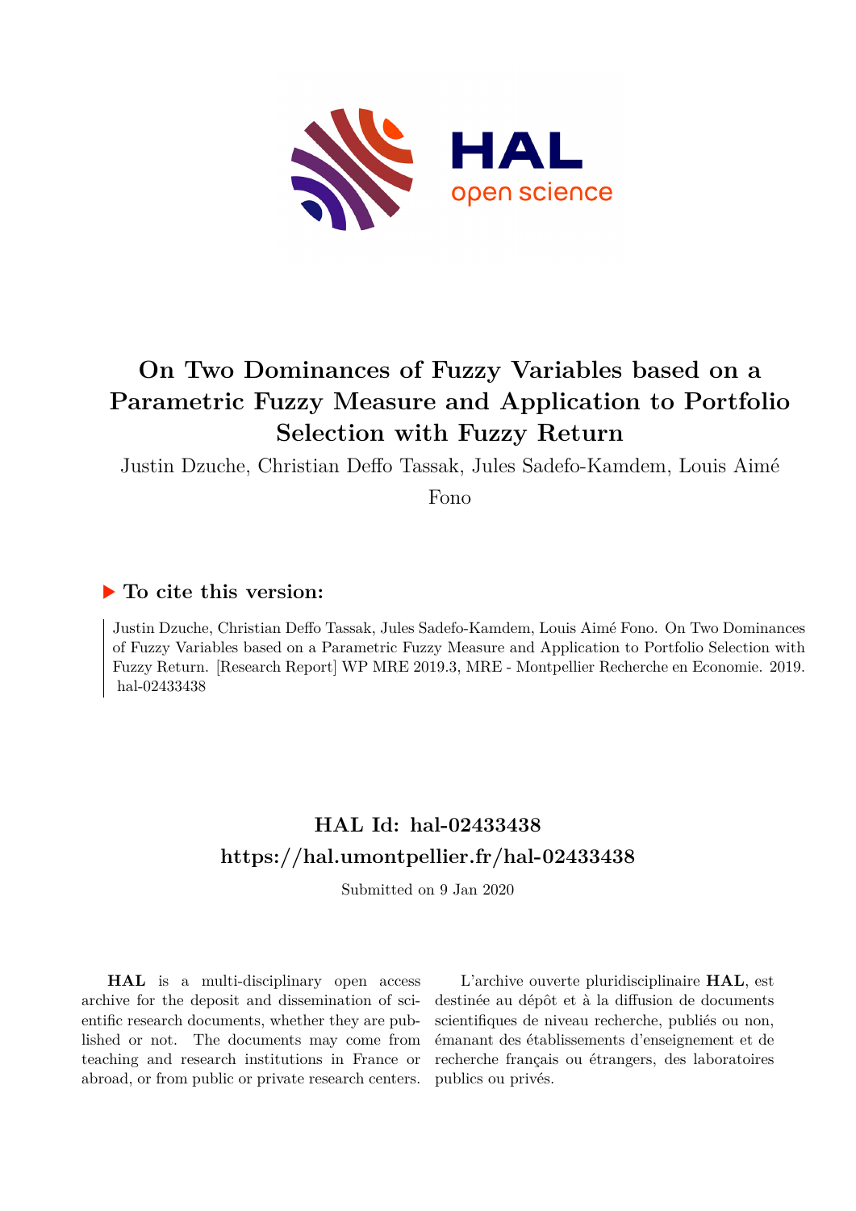# On Two Dominances of Fuzzy Variables based on a Parametric Fuzzy Measure and Application to Portfolio Selection with Fuzzy Return

Justin Dzuche, Christian Deffo Tassak, Jules Sadefo-Kamdem, Louis Aimé Fono

## ▶ To cite this version:

Justin Dzuche, Christian Deffo Tassak, Jules Sadefo-Kamdem, Louis Aimé Fono. On Two Dominances of Fuzzy Variables based on a Parametric Fuzzy Measure and Application to Portfolio Selection with Fuzzy Return. [Research Report] WP MRE 2019.3, MRE - Montpellier Recherche en Economie. 2019. hal-02433438

## HAL Id: hal-02433438

## https://hal.umontpellier.fr/hal-02433438

Submitted on 9 Jan 2020

**HAL** is a multi-disciplinary open access archive for the deposit and dissemination of scientific research documents, whether they are published or not. The documents may come from teaching and research institutions in France or abroad, or from public or private research centers.

L'archive ouverte pluridisciplinaire **HAL**, est destinée au dépôt et à la diffusion de documents scientifiques de niveau recherche, publiés ou non, émanant des établissements d'enseignement et de recherche français ou étrangers, des laboratoires publics ou privés.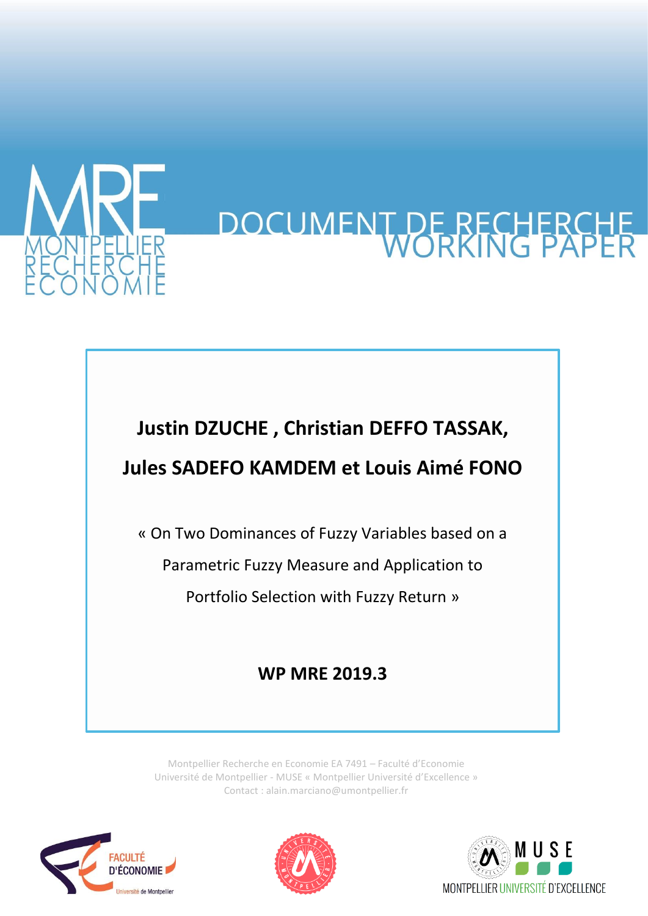# DOCUMENT DE RECHERCHE
# WORKING PAPER

MRE
MONTPELLIER
RECHERCHE
ECONOMIE

**Justin DZUCHE , Christian DEFFO TASSAK,**

**Jules SADEFO KAMDEM et Louis Aimé FONO**

« On Two Dominances of Fuzzy Variables based on a Parametric Fuzzy Measure and Application to Portfolio Selection with Fuzzy Return »

**WP MRE 2019.3**

Montpellier Recherche en Economie EA 7491 – Faculté d'Economie
Université de Montpellier - MUSE « Montpellier Université d'Excellence »
Contact : alain.marciano@umontpellier.fr

FACULTÉ D'ÉCONOMIE Université de Montpellier

MUSE MONTPELLIER UNIVERSITÉ D'EXCELLENCE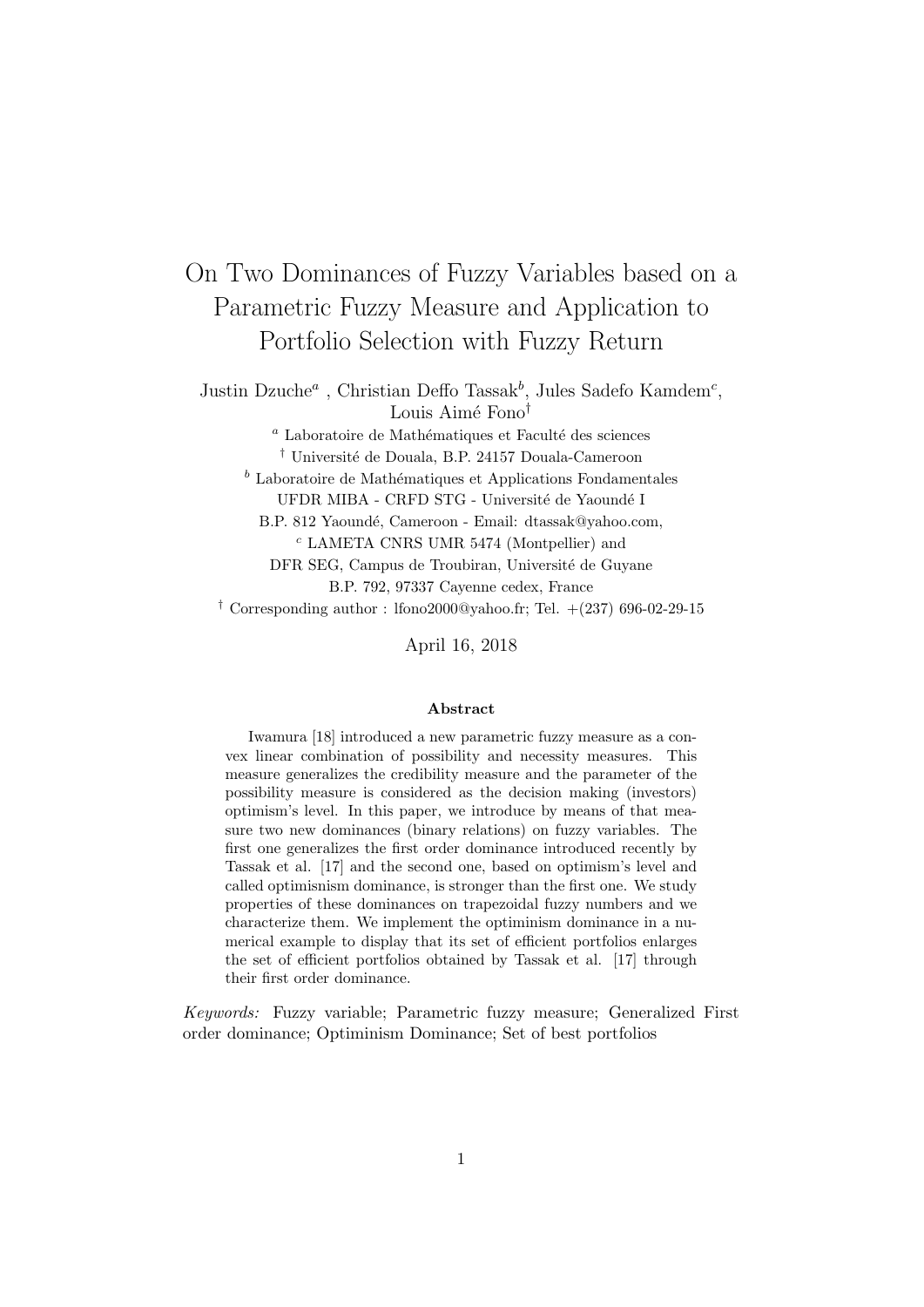# On Two Dominances of Fuzzy Variables based on a Parametric Fuzzy Measure and Application to Portfolio Selection with Fuzzy Return

Justin Dzuche[a] , Christian Deffo Tassak[b], Jules Sadefo Kamdem[c], Louis Aimé Fono[†]

[a] Laboratoire de Mathématiques et Faculté des sciences

[†] Université de Douala, B.P. 24157 Douala-Cameroon

[b] Laboratoire de Mathématiques et Applications Fondamentales

UFDR MIBA - CRFD STG - Université de Yaoundé I

B.P. 812 Yaoundé, Cameroon - Email: dtassak@yahoo.com,

[c] LAMETA CNRS UMR 5474 (Montpellier) and

DFR SEG, Campus de Troubiran, Université de Guyane

B.P. 792, 97337 Cayenne cedex, France

[†] Corresponding author : lfono2000@yahoo.fr; Tel. +(237) 696-02-29-15

April 16, 2018

## Abstract

Iwamura [18] introduced a new parametric fuzzy measure as a convex linear combination of possibility and necessity measures. This measure generalizes the credibility measure and the parameter of the possibility measure is considered as the decision making (investors) optimism's level. In this paper, we introduce by means of that measure two new dominances (binary relations) on fuzzy variables. The first one generalizes the first order dominance introduced recently by Tassak et al. [17] and the second one, based on optimism's level and called optimisnism dominance, is stronger than the first one. We study properties of these dominances on trapezoidal fuzzy numbers and we characterize them. We implement the optiminism dominance in a numerical example to display that its set of efficient portfolios enlarges the set of efficient portfolios obtained by Tassak et al. [17] through their first order dominance.

*Keywords:* Fuzzy variable; Parametric fuzzy measure; Generalized First order dominance; Optiminism Dominance; Set of best portfolios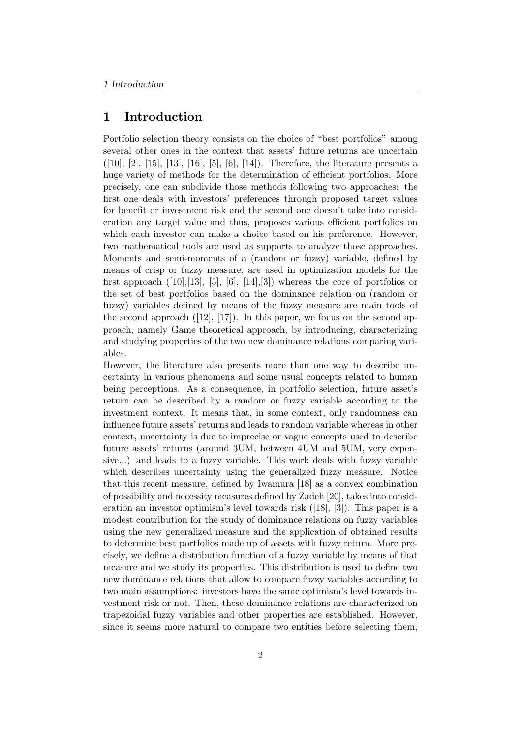# 1 Introduction

Portfolio selection theory consists on the choice of "best portfolios" among several other ones in the context that assets' future returns are uncertain ([10], [2], [15], [13], [16], [5], [6], [14]). Therefore, the literature presents a huge variety of methods for the determination of efficient portfolios. More precisely, one can subdivide those methods following two approaches: the first one deals with investors' preferences through proposed target values for benefit or investment risk and the second one doesn't take into consideration any target value and thus, proposes various efficient portfolios on which each investor can make a choice based on his preference. However, two mathematical tools are used as supports to analyze those approaches. Moments and semi-moments of a (random or fuzzy) variable, defined by means of crisp or fuzzy measure, are used in optimization models for the first approach ([10],[13], [5], [6], [14],[3]) whereas the core of portfolios or the set of best portfolios based on the dominance relation on (random or fuzzy) variables defined by means of the fuzzy measure are main tools of the second approach ([12], [17]). In this paper, we focus on the second approach, namely Game theoretical approach, by introducing, characterizing and studying properties of the two new dominance relations comparing variables.

However, the literature also presents more than one way to describe uncertainty in various phenomena and some usual concepts related to human being perceptions. As a consequence, in portfolio selection, future asset's return can be described by a random or fuzzy variable according to the investment context. It means that, in some context, only randomness can influence future assets' returns and leads to random variable whereas in other context, uncertainty is due to imprecise or vague concepts used to describe future assets' returns (around 3UM, between 4UM and 5UM, very expensive...) and leads to a fuzzy variable. This work deals with fuzzy variable which describes uncertainty using the generalized fuzzy measure. Notice that this recent measure, defined by Iwamura [18] as a convex combination of possibility and necessity measures defined by Zadeh [20], takes into consideration an investor optimism's level towards risk ([18], [3]). This paper is a modest contribution for the study of dominance relations on fuzzy variables using the new generalized measure and the application of obtained results to determine best portfolios made up of assets with fuzzy return. More precisely, we define a distribution function of a fuzzy variable by means of that measure and we study its properties. This distribution is used to define two new dominance relations that allow to compare fuzzy variables according to two main assumptions: investors have the same optimism's level towards investment risk or not. Then, these dominance relations are characterized on trapezoidal fuzzy variables and other properties are established. However, since it seems more natural to compare two entities before selecting them,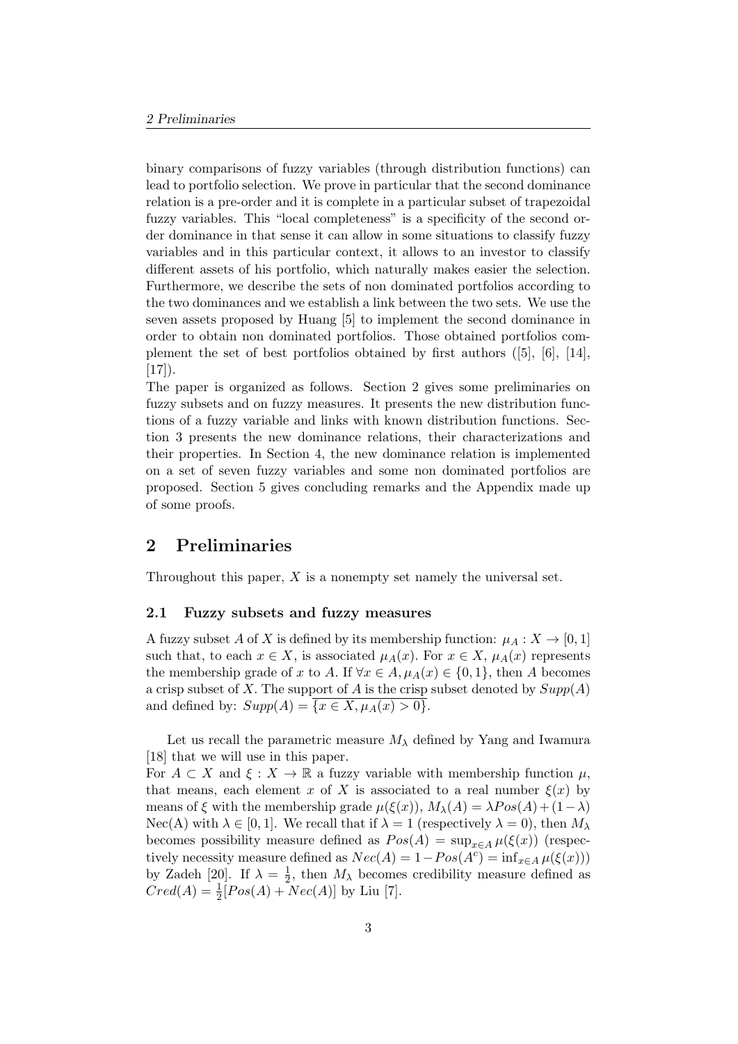binary comparisons of fuzzy variables (through distribution functions) can lead to portfolio selection. We prove in particular that the second dominance relation is a pre-order and it is complete in a particular subset of trapezoidal fuzzy variables. This "local completeness" is a specificity of the second order dominance in that sense it can allow in some situations to classify fuzzy variables and in this particular context, it allows to an investor to classify different assets of his portfolio, which naturally makes easier the selection. Furthermore, we describe the sets of non dominated portfolios according to the two dominances and we establish a link between the two sets. We use the seven assets proposed by Huang [5] to implement the second dominance in order to obtain non dominated portfolios. Those obtained portfolios complement the set of best portfolios obtained by first authors ([5], [6], [14], [17]).

The paper is organized as follows. Section 2 gives some preliminaries on fuzzy subsets and on fuzzy measures. It presents the new distribution functions of a fuzzy variable and links with known distribution functions. Section 3 presents the new dominance relations, their characterizations and their properties. In Section 4, the new dominance relation is implemented on a set of seven fuzzy variables and some non dominated portfolios are proposed. Section 5 gives concluding remarks and the Appendix made up of some proofs.

## 2 Preliminaries

Throughout this paper, $X$ is a nonempty set namely the universal set.

### 2.1 Fuzzy subsets and fuzzy measures

A fuzzy subset $A$ of $X$ is defined by its membership function: $\mu_A : X \to [0,1]$ such that, to each $x \in X$, is associated $\mu_A(x)$. For $x \in X$, $\mu_A(x)$ represents the membership grade of $x$ to $A$. If $\forall x \in A, \mu_A(x) \in \{0,1\}$, then $A$ becomes a crisp subset of $X$. The support of $A$ is the crisp subset denoted by $Supp(A)$ and defined by: $Supp(A) = \overline{\{x \in X, \mu_A(x) > 0\}}$.

Let us recall the parametric measure $M_\lambda$ defined by Yang and Iwamura [18] that we will use in this paper.

For $A \subset X$ and $\xi : X \to \mathbb{R}$ a fuzzy variable with membership function $\mu$, that means, each element $x$ of $X$ is associated to a real number $\xi(x)$ by means of $\xi$ with the membership grade $\mu(\xi(x))$, $M_\lambda(A) = \lambda Pos(A) + (1-\lambda)$ Nec(A) with $\lambda \in [0,1]$. We recall that if $\lambda = 1$ (respectively $\lambda = 0$), then $M_\lambda$ becomes possibility measure defined as $Pos(A) = \sup_{x \in A} \mu(\xi(x))$ (respectively necessity measure defined as $Nec(A) = 1 - Pos(A^c) = \inf_{x \in A} \mu(\xi(x))$) by Zadeh [20]. If $\lambda = \frac{1}{2}$, then $M_\lambda$ becomes credibility measure defined as $Cred(A) = \frac{1}{2}[Pos(A) + Nec(A)]$ by Liu [7].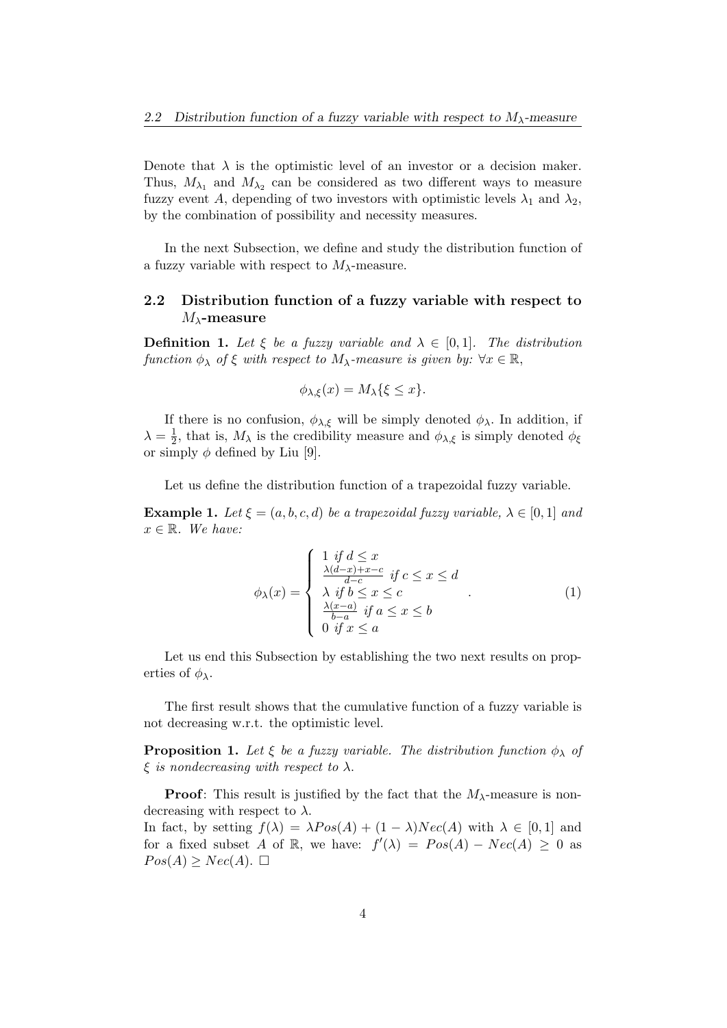Denote that $\lambda$ is the optimistic level of an investor or a decision maker. Thus, $M_{\lambda_1}$ and $M_{\lambda_2}$ can be considered as two different ways to measure fuzzy event $A$, depending of two investors with optimistic levels $\lambda_1$ and $\lambda_2$, by the combination of possibility and necessity measures.

In the next Subsection, we define and study the distribution function of a fuzzy variable with respect to $M_\lambda$-measure.

## 2.2 Distribution function of a fuzzy variable with respect to $M_\lambda$-measure

**Definition 1.** *Let $\xi$ be a fuzzy variable and $\lambda \in [0,1]$. The distribution function $\phi_\lambda$ of $\xi$ with respect to $M_\lambda$-measure is given by: $\forall x \in \mathbb{R}$,*

$$\phi_{\lambda,\xi}(x) = M_\lambda\{\xi \leq x\}.$$

If there is no confusion, $\phi_{\lambda,\xi}$ will be simply denoted $\phi_\lambda$. In addition, if $\lambda = \frac{1}{2}$, that is, $M_\lambda$ is the credibility measure and $\phi_{\lambda,\xi}$ is simply denoted $\phi_\xi$ or simply $\phi$ defined by Liu [9].

Let us define the distribution function of a trapezoidal fuzzy variable.

**Example 1.** *Let $\xi = (a, b, c, d)$ be a trapezoidal fuzzy variable, $\lambda \in [0,1]$ and $x \in \mathbb{R}$. We have:*

$$\phi_\lambda(x) = \begin{cases} 1 \text{ if } d \leq x \\ \frac{\lambda(d-x)+x-c}{d-c} \text{ if } c \leq x \leq d \\ \lambda \text{ if } b \leq x \leq c \\ \frac{\lambda(x-a)}{b-a} \text{ if } a \leq x \leq b \\ 0 \text{ if } x \leq a \end{cases}. \tag{1}$$

Let us end this Subsection by establishing the two next results on properties of $\phi_\lambda$.

The first result shows that the cumulative function of a fuzzy variable is not decreasing w.r.t. the optimistic level.

**Proposition 1.** *Let $\xi$ be a fuzzy variable. The distribution function $\phi_\lambda$ of $\xi$ is nondecreasing with respect to $\lambda$.*

**Proof**: This result is justified by the fact that the $M_\lambda$-measure is nondecreasing with respect to $\lambda$.
In fact, by setting $f(\lambda) = \lambda Pos(A) + (1-\lambda)Nec(A)$ with $\lambda \in [0,1]$ and for a fixed subset $A$ of $\mathbb{R}$, we have: $f'(\lambda) = Pos(A) - Nec(A) \geq 0$ as $Pos(A) \geq Nec(A)$. $\square$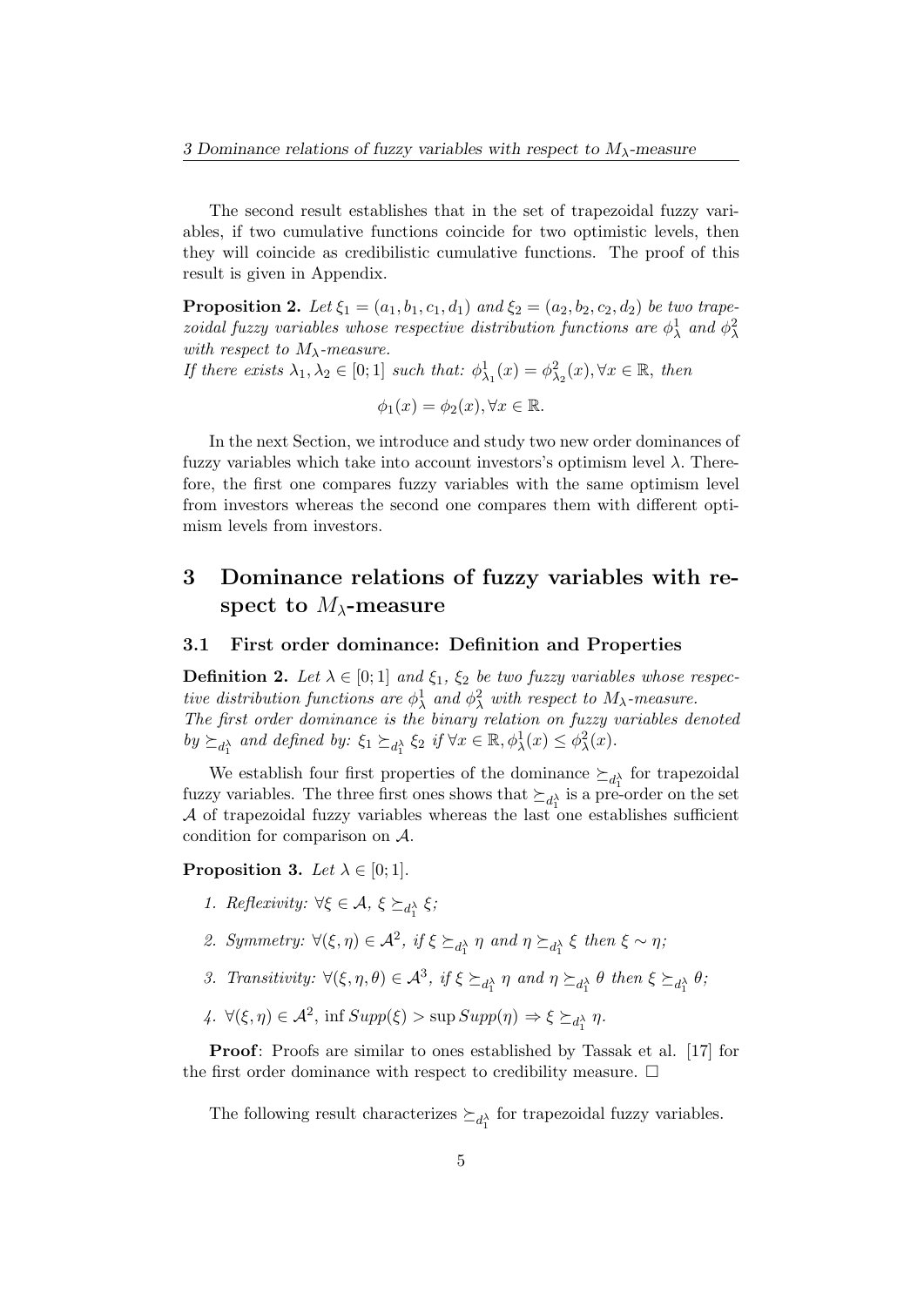The second result establishes that in the set of trapezoidal fuzzy variables, if two cumulative functions coincide for two optimistic levels, then they will coincide as credibilistic cumulative functions. The proof of this result is given in Appendix.

**Proposition 2.** *Let $\xi_1 = (a_1, b_1, c_1, d_1)$ and $\xi_2 = (a_2, b_2, c_2, d_2)$ be two trapezoidal fuzzy variables whose respective distribution functions are $\phi_\lambda^1$ and $\phi_\lambda^2$ with respect to $M_\lambda$-measure.*
*If there exists $\lambda_1, \lambda_2 \in [0; 1]$ such that: $\phi_{\lambda_1}^1(x) = \phi_{\lambda_2}^2(x), \forall x \in \mathbb{R}$, then*

$$\phi_1(x) = \phi_2(x), \forall x \in \mathbb{R}.$$

In the next Section, we introduce and study two new order dominances of fuzzy variables which take into account investors's optimism level $\lambda$. Therefore, the first one compares fuzzy variables with the same optimism level from investors whereas the second one compares them with different optimism levels from investors.

# 3 Dominance relations of fuzzy variables with respect to $M_\lambda$-measure

## 3.1 First order dominance: Definition and Properties

**Definition 2.** *Let $\lambda \in [0; 1]$ and $\xi_1$, $\xi_2$ be two fuzzy variables whose respective distribution functions are $\phi_\lambda^1$ and $\phi_\lambda^2$ with respect to $M_\lambda$-measure.*
*The first order dominance is the binary relation on fuzzy variables denoted by $\succeq_{d_1^\lambda}$ and defined by: $\xi_1 \succeq_{d_1^\lambda} \xi_2$ if $\forall x \in \mathbb{R}, \phi_\lambda^1(x) \leq \phi_\lambda^2(x)$.*

We establish four first properties of the dominance $\succeq_{d_1^\lambda}$ for trapezoidal fuzzy variables. The three first ones shows that $\succeq_{d_1^\lambda}$ is a pre-order on the set $\mathcal{A}$ of trapezoidal fuzzy variables whereas the last one establishes sufficient condition for comparison on $\mathcal{A}$.

**Proposition 3.** *Let $\lambda \in [0; 1]$.*

1. *Reflexivity: $\forall \xi \in \mathcal{A}$, $\xi \succeq_{d_1^\lambda} \xi$;*
2. *Symmetry: $\forall (\xi, \eta) \in \mathcal{A}^2$, if $\xi \succeq_{d_1^\lambda} \eta$ and $\eta \succeq_{d_1^\lambda} \xi$ then $\xi \sim \eta$;*
3. *Transitivity: $\forall (\xi, \eta, \theta) \in \mathcal{A}^3$, if $\xi \succeq_{d_1^\lambda} \eta$ and $\eta \succeq_{d_1^\lambda} \theta$ then $\xi \succeq_{d_1^\lambda} \theta$;*
4. *$\forall (\xi, \eta) \in \mathcal{A}^2$, $\inf Supp(\xi) > \sup Supp(\eta) \Rightarrow \xi \succeq_{d_1^\lambda} \eta$.*

**Proof**: Proofs are similar to ones established by Tassak et al. [17] for the first order dominance with respect to credibility measure. $\square$

The following result characterizes $\succeq_{d_1^\lambda}$ for trapezoidal fuzzy variables.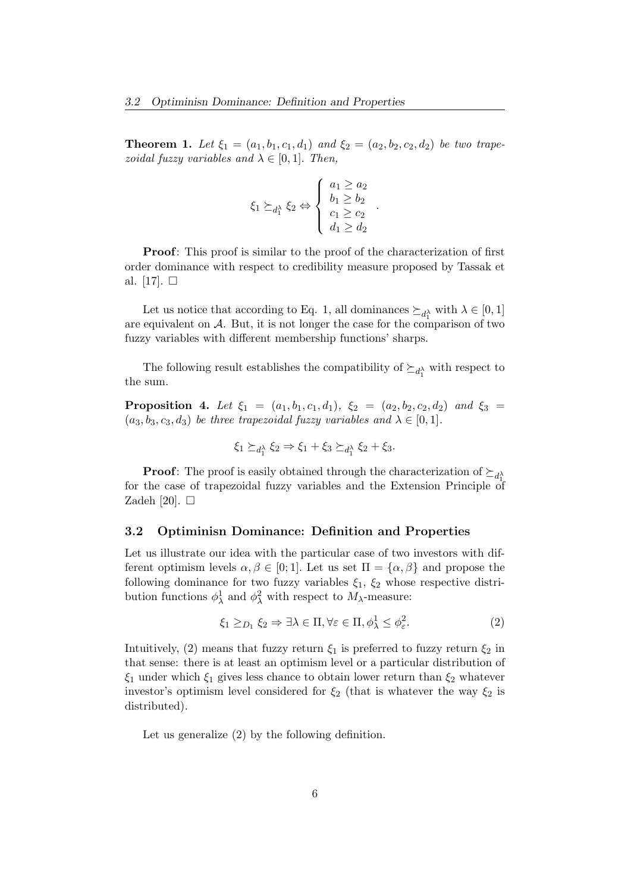**Theorem 1.** *Let $\xi_1 = (a_1, b_1, c_1, d_1)$ and $\xi_2 = (a_2, b_2, c_2, d_2)$ be two trapezoidal fuzzy variables and $\lambda \in [0, 1]$. Then,*

$$\xi_1 \succeq_{d_1^\lambda} \xi_2 \Leftrightarrow \begin{cases} a_1 \geq a_2 \\ b_1 \geq b_2 \\ c_1 \geq c_2 \\ d_1 \geq d_2 \end{cases} .$$

**Proof**: This proof is similar to the proof of the characterization of first order dominance with respect to credibility measure proposed by Tassak et al. [17]. □

Let us notice that according to Eq. 1, all dominances $\succeq_{d_1^\lambda}$ with $\lambda \in [0, 1]$ are equivalent on $\mathcal{A}$. But, it is not longer the case for the comparison of two fuzzy variables with different membership functions' sharps.

The following result establishes the compatibility of $\succeq_{d_1^\lambda}$ with respect to the sum.

**Proposition 4.** *Let $\xi_1 = (a_1, b_1, c_1, d_1)$, $\xi_2 = (a_2, b_2, c_2, d_2)$ and $\xi_3 = (a_3, b_3, c_3, d_3)$ be three trapezoidal fuzzy variables and $\lambda \in [0, 1]$.*

$$\xi_1 \succeq_{d_1^\lambda} \xi_2 \Rightarrow \xi_1 + \xi_3 \succeq_{d_1^\lambda} \xi_2 + \xi_3.$$

**Proof**: The proof is easily obtained through the characterization of $\succeq_{d_1^\lambda}$ for the case of trapezoidal fuzzy variables and the Extension Principle of Zadeh [20]. □

### 3.2 Optiminisn Dominance: Definition and Properties

Let us illustrate our idea with the particular case of two investors with different optimism levels $\alpha, \beta \in [0; 1]$. Let us set $\Pi = \{\alpha, \beta\}$ and propose the following dominance for two fuzzy variables $\xi_1$, $\xi_2$ whose respective distribution functions $\phi_\lambda^1$ and $\phi_\lambda^2$ with respect to $M_\lambda$-measure:

$$\xi_1 \geq_{D_1} \xi_2 \Rightarrow \exists \lambda \in \Pi, \forall \varepsilon \in \Pi, \phi_\lambda^1 \leq \phi_\varepsilon^2. \tag{2}$$

Intuitively, (2) means that fuzzy return $\xi_1$ is preferred to fuzzy return $\xi_2$ in that sense: there is at least an optimism level or a particular distribution of $\xi_1$ under which $\xi_1$ gives less chance to obtain lower return than $\xi_2$ whatever investor's optimism level considered for $\xi_2$ (that is whatever the way $\xi_2$ is distributed).

Let us generalize (2) by the following definition.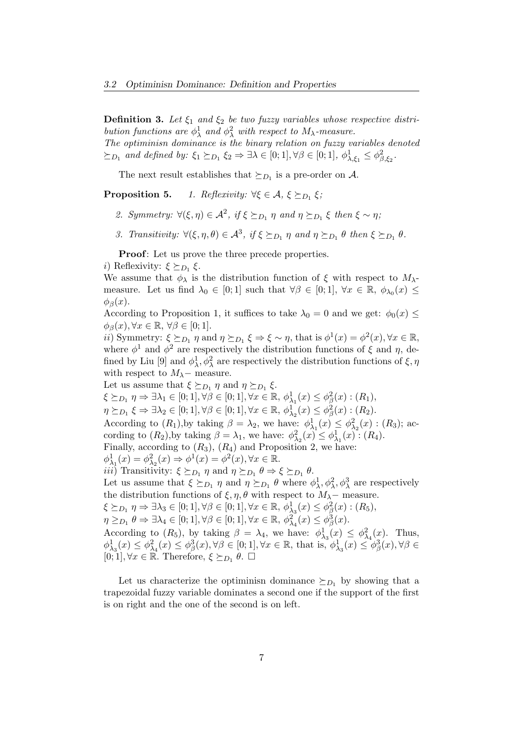**Definition 3.** *Let $\xi_1$ and $\xi_2$ be two fuzzy variables whose respective distribution functions are $\phi^1_\lambda$ and $\phi^2_\lambda$ with respect to $M_\lambda$-measure.*
*The optiminisn dominance is the binary relation on fuzzy variables denoted $\succeq_{D_1}$ and defined by: $\xi_1 \succeq_{D_1} \xi_2 \Rightarrow \exists\lambda \in [0;1], \forall\beta \in [0;1],\ \phi^1_{\lambda,\xi_1} \leq \phi^2_{\beta,\xi_2}$.*

The next result establishes that $\succeq_{D_1}$ is a pre-order on $\mathcal{A}$.

**Proposition 5.** *1. Reflexivity: $\forall\xi \in \mathcal{A}$, $\xi \succeq_{D_1} \xi$;*

*2. Symmetry: $\forall(\xi, \eta) \in \mathcal{A}^2$, if $\xi \succeq_{D_1} \eta$ and $\eta \succeq_{D_1} \xi$ then $\xi \sim \eta$;*

*3. Transitivity: $\forall(\xi, \eta, \theta) \in \mathcal{A}^3$, if $\xi \succeq_{D_1} \eta$ and $\eta \succeq_{D_1} \theta$ then $\xi \succeq_{D_1} \theta$.*

**Proof**: Let us prove the three precede properties.
*i*) Reflexivity: $\xi \succeq_{D_1} \xi$.
We assume that $\phi_\lambda$ is the distribution function of $\xi$ with respect to $M_\lambda$-measure. Let us find $\lambda_0 \in [0;1]$ such that $\forall\beta \in [0;1]$, $\forall x \in \mathbb{R}$, $\phi_{\lambda_0}(x) \leq \phi_\beta(x)$.
According to Proposition 1, it suffices to take $\lambda_0 = 0$ and we get: $\phi_0(x) \leq \phi_\beta(x), \forall x \in \mathbb{R}$, $\forall\beta \in [0;1]$.
*ii*) Symmetry: $\xi \succeq_{D_1} \eta$ and $\eta \succeq_{D_1} \xi \Rightarrow \xi \sim \eta$, that is $\phi^1(x) = \phi^2(x), \forall x \in \mathbb{R}$, where $\phi^1$ and $\phi^2$ are respectively the distribution functions of $\xi$ and $\eta$, defined by Liu [9] and $\phi^1_\lambda, \phi^2_\lambda$ are respectively the distribution functions of $\xi, \eta$ with respect to $M_\lambda-$ measure.
Let us assume that $\xi \succeq_{D_1} \eta$ and $\eta \succeq_{D_1} \xi$.
$\xi \succeq_{D_1} \eta \Rightarrow \exists\lambda_1 \in [0;1], \forall\beta \in [0;1], \forall x \in \mathbb{R},\ \phi^1_{\lambda_1}(x) \leq \phi^2_\beta(x) : (R_1)$,
$\eta \succeq_{D_1} \xi \Rightarrow \exists\lambda_2 \in [0;1], \forall\beta \in [0;1], \forall x \in \mathbb{R},\ \phi^1_{\lambda_2}(x) \leq \phi^2_\beta(x) : (R_2)$.
According to $(R_1)$,by taking $\beta = \lambda_2$, we have: $\phi^1_{\lambda_1}(x) \leq \phi^2_{\lambda_2}(x) : (R_3)$; according to $(R_2)$,by taking $\beta = \lambda_1$, we have: $\phi^2_{\lambda_2}(x) \leq \phi^1_{\lambda_1}(x) : (R_4)$.
Finally, according to $(R_3)$, $(R_4)$ and Proposition 2, we have:
$\phi^1_{\lambda_1}(x) = \phi^2_{\lambda_2}(x) \Rightarrow \phi^1(x) = \phi^2(x), \forall x \in \mathbb{R}$.
*iii*) Transitivity: $\xi \succeq_{D_1} \eta$ and $\eta \succeq_{D_1} \theta \Rightarrow \xi \succeq_{D_1} \theta$.
Let us assume that $\xi \succeq_{D_1} \eta$ and $\eta \succeq_{D_1} \theta$ where $\phi^1_\lambda, \phi^2_\lambda, \phi^3_\lambda$ are respectively the distribution functions of $\xi, \eta, \theta$ with respect to $M_\lambda-$ measure.
$\xi \succeq_{D_1} \eta \Rightarrow \exists\lambda_3 \in [0;1], \forall\beta \in [0;1], \forall x \in \mathbb{R},\ \phi^1_{\lambda_3}(x) \leq \phi^2_\beta(x) : (R_5)$,
$\eta \geq_{D_1} \theta \Rightarrow \exists\lambda_4 \in [0;1], \forall\beta \in [0;1], \forall x \in \mathbb{R},\ \phi^2_{\lambda_4}(x) \leq \phi^3_\beta(x)$.
According to $(R_5)$, by taking $\beta = \lambda_4$, we have: $\phi^1_{\lambda_3}(x) \leq \phi^2_{\lambda_4}(x)$. Thus, $\phi^1_{\lambda_3}(x) \leq \phi^2_{\lambda_4}(x) \leq \phi^3_\beta(x), \forall\beta \in [0;1], \forall x \in \mathbb{R}$, that is, $\phi^1_{\lambda_3}(x) \leq \phi^3_\beta(x), \forall\beta \in [0;1], \forall x \in \mathbb{R}$. Therefore, $\xi \succeq_{D_1} \theta$. $\square$

Let us characterize the optiminisn dominance $\succeq_{D_1}$ by showing that a trapezoidal fuzzy variable dominates a second one if the support of the first is on right and the one of the second is on left.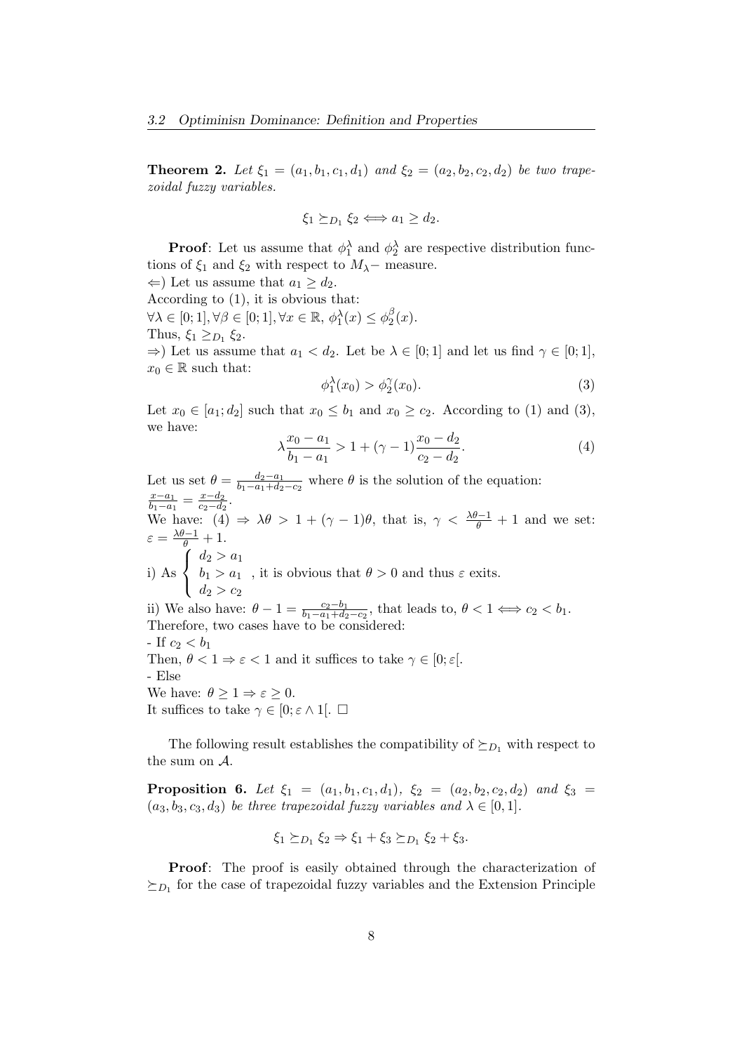**Theorem 2.** *Let $\xi_1 = (a_1, b_1, c_1, d_1)$ and $\xi_2 = (a_2, b_2, c_2, d_2)$ be two trapezoidal fuzzy variables.*

$$\xi_1 \succeq_{D_1} \xi_2 \Longleftrightarrow a_1 \geq d_2.$$

**Proof**: Let us assume that $\phi_1^\lambda$ and $\phi_2^\lambda$ are respective distribution functions of $\xi_1$ and $\xi_2$ with respect to $M_\lambda-$ measure.
$\Leftarrow$) Let us assume that $a_1 \geq d_2$.
According to (1), it is obvious that:
$\forall \lambda \in [0;1], \forall \beta \in [0;1], \forall x \in \mathbb{R}, \phi_1^\lambda(x) \leq \phi_2^\beta(x)$.
Thus, $\xi_1 \geq_{D_1} \xi_2$.
$\Rightarrow$) Let us assume that $a_1 < d_2$. Let be $\lambda \in [0;1]$ and let us find $\gamma \in [0;1]$, $x_0 \in \mathbb{R}$ such that:

$$\phi_1^\lambda(x_0) > \phi_2^\gamma(x_0). \tag{3}$$

Let $x_0 \in [a_1; d_2]$ such that $x_0 \leq b_1$ and $x_0 \geq c_2$. According to (1) and (3), we have:

$$\lambda \frac{x_0 - a_1}{b_1 - a_1} > 1 + (\gamma - 1)\frac{x_0 - d_2}{c_2 - d_2}. \tag{4}$$

Let us set $\theta = \frac{d_2 - a_1}{b_1 - a_1 + d_2 - c_2}$ where $\theta$ is the solution of the equation: $\frac{x - a_1}{b_1 - a_1} = \frac{x - d_2}{c_2 - d_2}$.
We have: (4) $\Rightarrow \lambda\theta > 1 + (\gamma - 1)\theta$, that is, $\gamma < \frac{\lambda\theta - 1}{\theta} + 1$ and we set: $\varepsilon = \frac{\lambda\theta - 1}{\theta} + 1$.

i) As $\begin{cases} d_2 > a_1 \\ b_1 > a_1 \\ d_2 > c_2 \end{cases}$, it is obvious that $\theta > 0$ and thus $\varepsilon$ exits.

ii) We also have: $\theta - 1 = \frac{c_2 - b_1}{b_1 - a_1 + d_2 - c_2}$, that leads to, $\theta < 1 \Longleftrightarrow c_2 < b_1$.
Therefore, two cases have to be considered:
- If $c_2 < b_1$
Then, $\theta < 1 \Rightarrow \varepsilon < 1$ and it suffices to take $\gamma \in [0; \varepsilon[$.
- Else
We have: $\theta \geq 1 \Rightarrow \varepsilon \geq 0$.
It suffices to take $\gamma \in [0; \varepsilon \wedge 1[$. $\square$

The following result establishes the compatibility of $\succeq_{D_1}$ with respect to the sum on $\mathcal{A}$.

**Proposition 6.** *Let $\xi_1 = (a_1, b_1, c_1, d_1)$, $\xi_2 = (a_2, b_2, c_2, d_2)$ and $\xi_3 = (a_3, b_3, c_3, d_3)$ be three trapezoidal fuzzy variables and $\lambda \in [0,1]$.*

$$\xi_1 \succeq_{D_1} \xi_2 \Rightarrow \xi_1 + \xi_3 \succeq_{D_1} \xi_2 + \xi_3.$$

**Proof**: The proof is easily obtained through the characterization of $\succeq_{D_1}$ for the case of trapezoidal fuzzy variables and the Extension Principle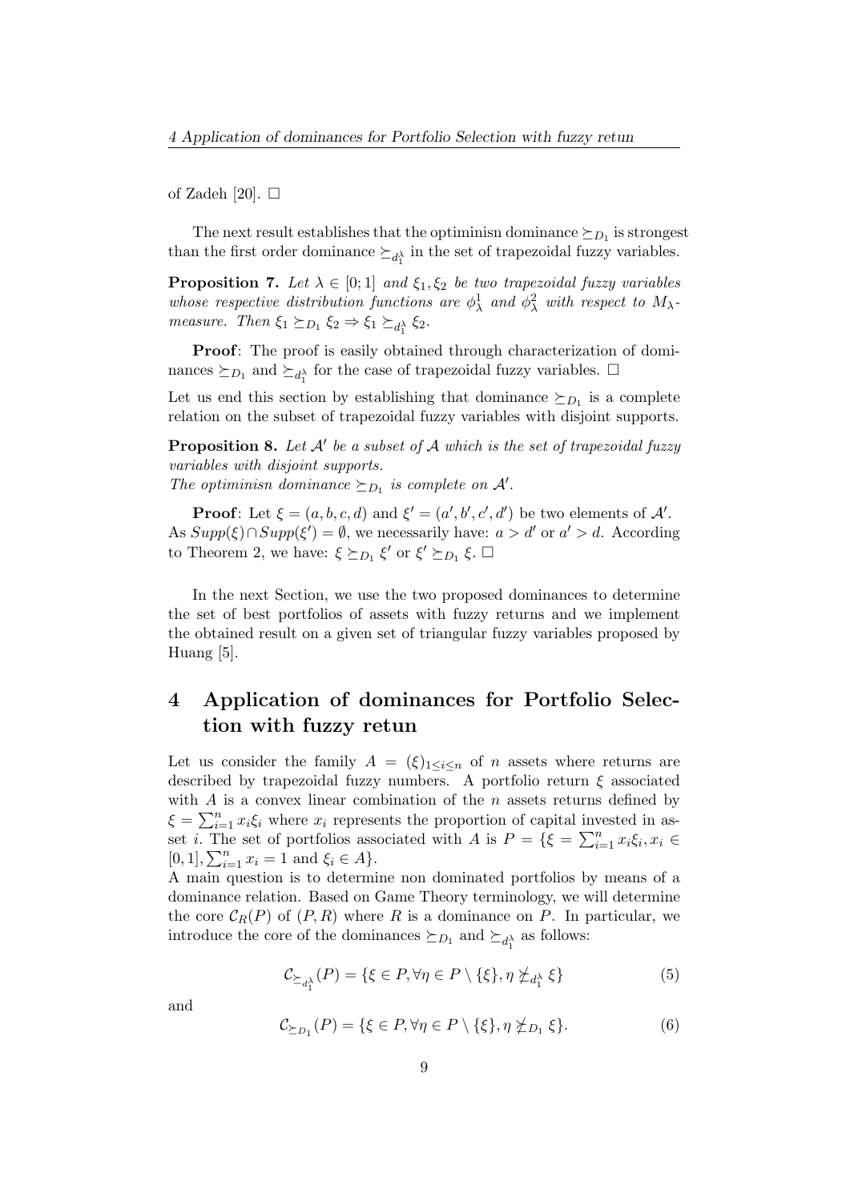of Zadeh [20]. $\square$

The next result establishes that the optiminisn dominance $\succeq_{D_1}$ is strongest than the first order dominance $\succeq_{d_1^\lambda}$ in the set of trapezoidal fuzzy variables.

**Proposition 7.** *Let $\lambda \in [0; 1]$ and $\xi_1, \xi_2$ be two trapezoidal fuzzy variables whose respective distribution functions are $\phi_\lambda^1$ and $\phi_\lambda^2$ with respect to $M_\lambda$-measure. Then $\xi_1 \succeq_{D_1} \xi_2 \Rightarrow \xi_1 \succeq_{d_1^\lambda} \xi_2$.*

**Proof**: The proof is easily obtained through characterization of dominances $\succeq_{D_1}$ and $\succeq_{d_1^\lambda}$ for the case of trapezoidal fuzzy variables. $\square$

Let us end this section by establishing that dominance $\succeq_{D_1}$ is a complete relation on the subset of trapezoidal fuzzy variables with disjoint supports.

**Proposition 8.** *Let $\mathcal{A}'$ be a subset of $\mathcal{A}$ which is the set of trapezoidal fuzzy variables with disjoint supports.*
*The optiminisn dominance $\succeq_{D_1}$ is complete on $\mathcal{A}'$.*

**Proof**: Let $\xi = (a, b, c, d)$ and $\xi' = (a', b', c', d')$ be two elements of $\mathcal{A}'$. As $Supp(\xi) \cap Supp(\xi') = \emptyset$, we necessarily have: $a > d'$ or $a' > d$. According to Theorem 2, we have: $\xi \succeq_{D_1} \xi'$ or $\xi' \succeq_{D_1} \xi$. $\square$

In the next Section, we use the two proposed dominances to determine the set of best portfolios of assets with fuzzy returns and we implement the obtained result on a given set of triangular fuzzy variables proposed by Huang [5].

# 4 Application of dominances for Portfolio Selection with fuzzy retun

Let us consider the family $A = (\xi)_{1 \leq i \leq n}$ of $n$ assets where returns are described by trapezoidal fuzzy numbers. A portfolio return $\xi$ associated with $A$ is a convex linear combination of the $n$ assets returns defined by $\xi = \sum_{i=1}^{n} x_i \xi_i$ where $x_i$ represents the proportion of capital invested in asset $i$. The set of portfolios associated with $A$ is $P = \{\xi = \sum_{i=1}^{n} x_i \xi_i, x_i \in [0, 1], \sum_{i=1}^{n} x_i = 1 \text{ and } \xi_i \in A\}$.
A main question is to determine non dominated portfolios by means of a dominance relation. Based on Game Theory terminology, we will determine the core $\mathcal{C}_R(P)$ of $(P, R)$ where $R$ is a dominance on $P$. In particular, we introduce the core of the dominances $\succeq_{D_1}$ and $\succeq_{d_1^\lambda}$ as follows:

$$\mathcal{C}_{\succeq_{d_1^\lambda}}(P) = \{\xi \in P, \forall \eta \in P \setminus \{\xi\}, \eta \not\succeq_{d_1^\lambda} \xi\} \tag{5}$$

and

$$\mathcal{C}_{\succeq_{D_1}}(P) = \{\xi \in P, \forall \eta \in P \setminus \{\xi\}, \eta \not\succeq_{D_1} \xi\}. \tag{6}$$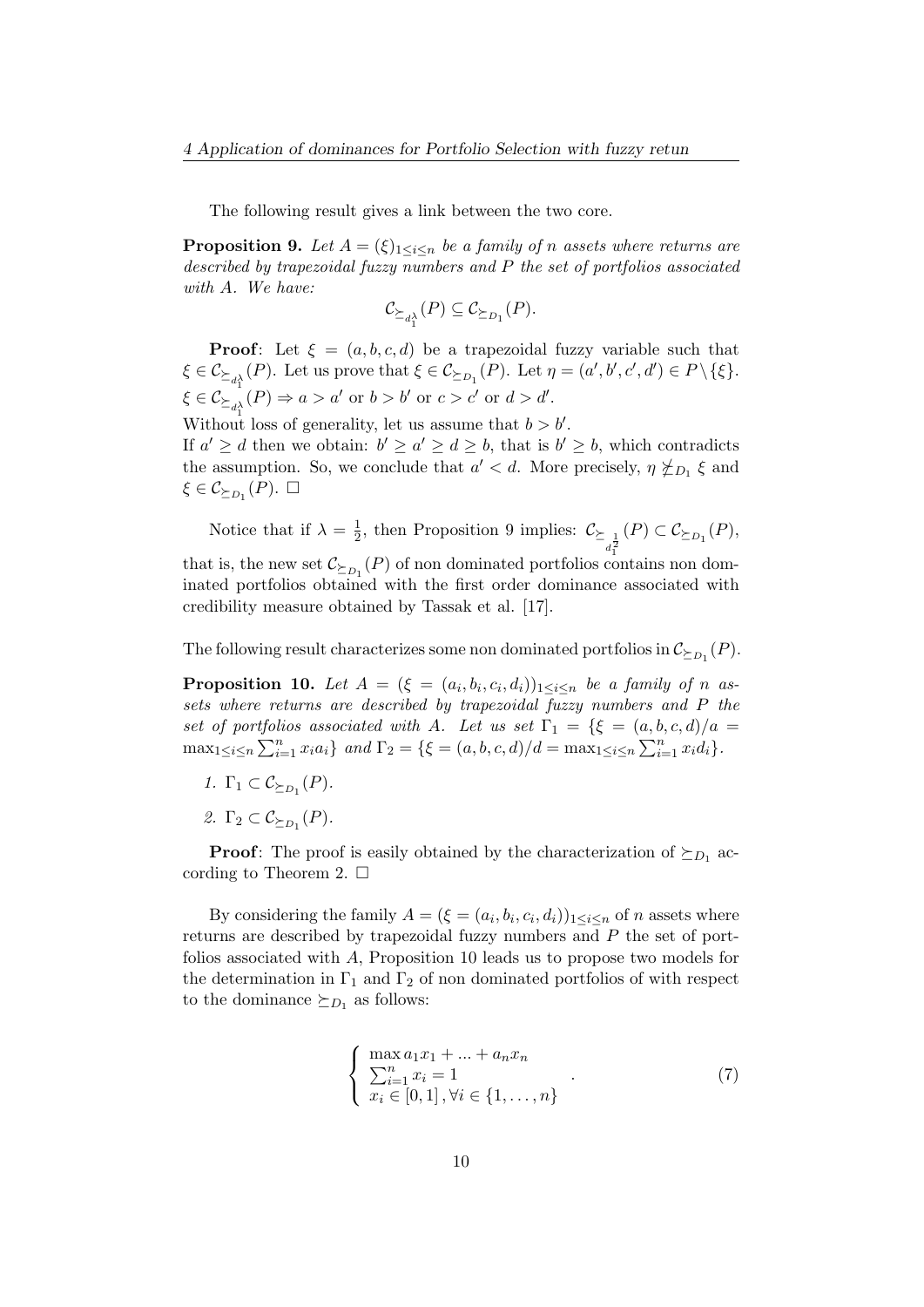The following result gives a link between the two core.

**Proposition 9.** *Let $A = (\xi)_{1 \leq i \leq n}$ be a family of $n$ assets where returns are described by trapezoidal fuzzy numbers and $P$ the set of portfolios associated with $A$. We have:*

$$\mathcal{C}_{\succeq_{d_1^\lambda}}(P) \subseteq \mathcal{C}_{\succeq_{D_1}}(P).$$

**Proof**: Let $\xi = (a, b, c, d)$ be a trapezoidal fuzzy variable such that $\xi \in \mathcal{C}_{\succeq_{d_1^\lambda}}(P)$. Let us prove that $\xi \in \mathcal{C}_{\succeq_{D_1}}(P)$. Let $\eta = (a', b', c', d') \in P \setminus \{\xi\}$. $\xi \in \mathcal{C}_{\succeq_{d_1^\lambda}}(P) \Rightarrow a > a'$ or $b > b'$ or $c > c'$ or $d > d'$.
Without loss of generality, let us assume that $b > b'$.
If $a' \geq d$ then we obtain: $b' \geq a' \geq d \geq b$, that is $b' \geq b$, which contradicts the assumption. So, we conclude that $a' < d$. More precisely, $\eta \not\succeq_{D_1} \xi$ and $\xi \in \mathcal{C}_{\succeq_{D_1}}(P)$. $\square$

Notice that if $\lambda = \frac{1}{2}$, then Proposition 9 implies: $\mathcal{C}_{\succeq_{d_1^{\frac{1}{2}}}}(P) \subset \mathcal{C}_{\succeq_{D_1}}(P)$, that is, the new set $\mathcal{C}_{\succeq_{D_1}}(P)$ of non dominated portfolios contains non dominated portfolios obtained with the first order dominance associated with credibility measure obtained by Tassak et al. [17].

The following result characterizes some non dominated portfolios in $\mathcal{C}_{\succeq_{D_1}}(P)$.

**Proposition 10.** *Let $A = (\xi = (a_i, b_i, c_i, d_i))_{1 \leq i \leq n}$ be a family of $n$ assets where returns are described by trapezoidal fuzzy numbers and $P$ the set of portfolios associated with $A$. Let us set $\Gamma_1 = \{\xi = (a, b, c, d)/a = \max_{1 \leq i \leq n} \sum_{i=1}^{n} x_i a_i\}$ and $\Gamma_2 = \{\xi = (a, b, c, d)/d = \max_{1 \leq i \leq n} \sum_{i=1}^{n} x_i d_i\}$.*

1. $\Gamma_1 \subset \mathcal{C}_{\succeq_{D_1}}(P)$.
2. $\Gamma_2 \subset \mathcal{C}_{\succeq_{D_1}}(P)$.

**Proof**: The proof is easily obtained by the characterization of $\succeq_{D_1}$ according to Theorem 2. $\square$

By considering the family $A = (\xi = (a_i, b_i, c_i, d_i))_{1 \leq i \leq n}$ of $n$ assets where returns are described by trapezoidal fuzzy numbers and $P$ the set of portfolios associated with $A$, Proposition 10 leads us to propose two models for the determination in $\Gamma_1$ and $\Gamma_2$ of non dominated portfolios of with respect to the dominance $\succeq_{D_1}$ as follows:

$$\left\{ \begin{array}{l} \max a_1 x_1 + ... + a_n x_n \\ \sum_{i=1}^{n} x_i = 1 \\ x_i \in [0, 1], \forall i \in \{1, \ldots, n\} \end{array} \right. . \tag{7}$$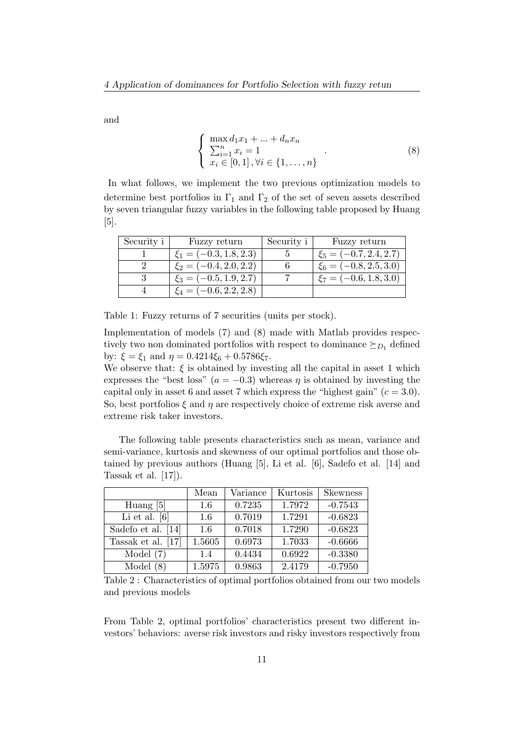and

$$\left\{ \begin{array}{l} \max d_1 x_1 + \ldots + d_n x_n \\ \sum_{i=1}^{n} x_i = 1 \\ x_i \in [0,1], \forall i \in \{1, \ldots, n\} \end{array} \right. . \tag{8}$$

In what follows, we implement the two previous optimization models to determine best portfolios in $\Gamma_1$ and $\Gamma_2$ of the set of seven assets described by seven triangular fuzzy variables in the following table proposed by Huang [5].

| Security i | Fuzzy return | Security i | Fuzzy return |
|---|---|---|---|
| 1 | $\xi_1 = (-0.3, 1.8, 2.3)$ | 5 | $\xi_5 = (-0.7, 2.4, 2.7)$ |
| 2 | $\xi_2 = (-0.4, 2.0, 2.2)$ | 6 | $\xi_6 = (-0.8, 2.5, 3.0)$ |
| 3 | $\xi_3 = (-0.5, 1.9, 2.7)$ | 7 | $\xi_7 = (-0.6, 1.8, 3.0)$ |
| 4 | $\xi_4 = (-0.6, 2.2, 2.8)$ | | |

Table 1: Fuzzy returns of 7 securities (units per stock).

Implementation of models (7) and (8) made with Matlab provides respectively two non dominated portfolios with respect to dominance $\succeq_{D_1}$ defined by: $\xi = \xi_1$ and $\eta = 0.4214\xi_6 + 0.5786\xi_7$.

We observe that: $\xi$ is obtained by investing all the capital in asset 1 which expresses the "best loss" ($a = -0.3$) whereas $\eta$ is obtained by investing the capital only in asset 6 and asset 7 which express the "highest gain" ($c = 3.0$). So, best portfolios $\xi$ and $\eta$ are respectively choice of extreme risk averse and extreme risk taker investors.

The following table presents characteristics such as mean, variance and semi-variance, kurtosis and skewness of our optimal portfolios and those obtained by previous authors (Huang [5], Li et al. [6], Sadefo et al. [14] and Tassak et al. [17]).

| | Mean | Variance | Kurtosis | Skewness |
|---|---|---|---|---|
| Huang [5] | 1.6 | 0.7235 | 1.7972 | -0.7543 |
| Li et al. [6] | 1.6 | 0.7019 | 1.7291 | -0.6823 |
| Sadefo et al. [14] | 1.6 | 0.7018 | 1.7290 | -0.6823 |
| Tassak et al. [17] | 1.5605 | 0.6973 | 1.7033 | -0.6666 |
| Model (7) | 1.4 | 0.4434 | 0.6922 | -0.3380 |
| Model (8) | 1.5975 | 0.9863 | 2.4179 | -0.7950 |

Table 2 : Characteristics of optimal portfolios obtained from our two models and previous models

From Table 2, optimal portfolios' characteristics present two different investors' behaviors: averse risk investors and risky investors respectively from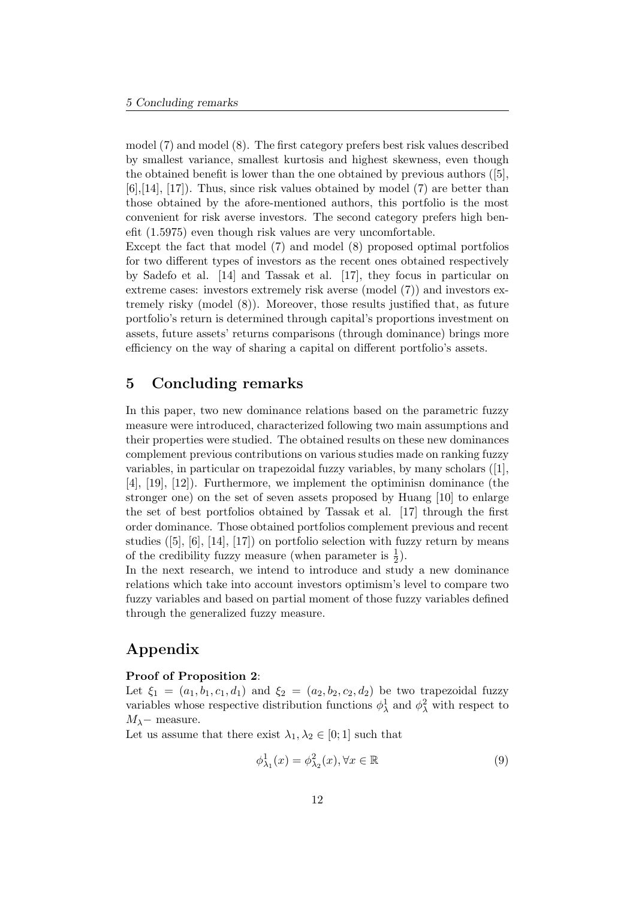model (7) and model (8). The first category prefers best risk values described by smallest variance, smallest kurtosis and highest skewness, even though the obtained benefit is lower than the one obtained by previous authors ([5], [6],[14], [17]). Thus, since risk values obtained by model (7) are better than those obtained by the afore-mentioned authors, this portfolio is the most convenient for risk averse investors. The second category prefers high benefit (1.5975) even though risk values are very uncomfortable.
Except the fact that model (7) and model (8) proposed optimal portfolios for two different types of investors as the recent ones obtained respectively by Sadefo et al. [14] and Tassak et al. [17], they focus in particular on extreme cases: investors extremely risk averse (model (7)) and investors extremely risky (model (8)). Moreover, those results justified that, as future portfolio's return is determined through capital's proportions investment on assets, future assets' returns comparisons (through dominance) brings more efficiency on the way of sharing a capital on different portfolio's assets.

## 5 Concluding remarks

In this paper, two new dominance relations based on the parametric fuzzy measure were introduced, characterized following two main assumptions and their properties were studied. The obtained results on these new dominances complement previous contributions on various studies made on ranking fuzzy variables, in particular on trapezoidal fuzzy variables, by many scholars ([1], [4], [19], [12]). Furthermore, we implement the optiminisn dominance (the stronger one) on the set of seven assets proposed by Huang [10] to enlarge the set of best portfolios obtained by Tassak et al. [17] through the first order dominance. Those obtained portfolios complement previous and recent studies ([5], [6], [14], [17]) on portfolio selection with fuzzy return by means of the credibility fuzzy measure (when parameter is $\frac{1}{2}$).
In the next research, we intend to introduce and study a new dominance relations which take into account investors optimism's level to compare two fuzzy variables and based on partial moment of those fuzzy variables defined through the generalized fuzzy measure.

## Appendix

**Proof of Proposition 2**:
Let $\xi_1 = (a_1, b_1, c_1, d_1)$ and $\xi_2 = (a_2, b_2, c_2, d_2)$ be two trapezoidal fuzzy variables whose respective distribution functions $\phi^1_\lambda$ and $\phi^2_\lambda$ with respect to $M_\lambda-$ measure.
Let us assume that there exist $\lambda_1, \lambda_2 \in [0; 1]$ such that

$$\phi^1_{\lambda_1}(x) = \phi^2_{\lambda_2}(x), \forall x \in \mathbb{R} \tag{9}$$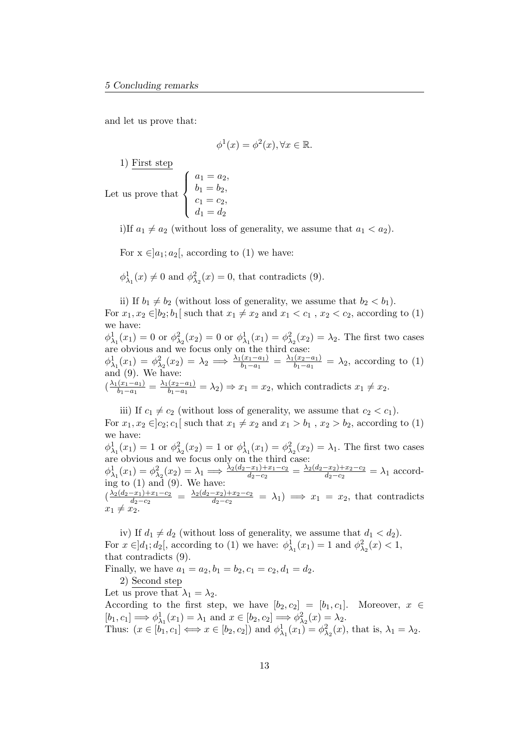and let us prove that:

$$\phi^1(x) = \phi^2(x), \forall x \in \mathbb{R}.$$

1) <u>First step</u>

Let us prove that $\begin{cases} a_1 = a_2, \\ b_1 = b_2, \\ c_1 = c_2, \\ d_1 = d_2 \end{cases}$

i)If $a_1 \neq a_2$ (without loss of generality, we assume that $a_1 < a_2$).

For x $\in ]a_1; a_2[$, according to (1) we have:

$\phi^1_{\lambda_1}(x) \neq 0$ and $\phi^2_{\lambda_2}(x) = 0$, that contradicts (9).

ii) If $b_1 \neq b_2$ (without loss of generality, we assume that $b_2 < b_1$).
For $x_1, x_2 \in ]b_2; b_1[$ such that $x_1 \neq x_2$ and $x_1 < c_1$ , $x_2 < c_2$, according to (1) we have:
$\phi^1_{\lambda_1}(x_1) = 0$ or $\phi^2_{\lambda_2}(x_2) = 0$ or $\phi^1_{\lambda_1}(x_1) = \phi^2_{\lambda_2}(x_2) = \lambda_2$. The first two cases are obvious and we focus only on the third case:
$\phi^1_{\lambda_1}(x_1) = \phi^2_{\lambda_2}(x_2) = \lambda_2 \Longrightarrow \frac{\lambda_1(x_1-a_1)}{b_1-a_1} = \frac{\lambda_1(x_2-a_1)}{b_1-a_1} = \lambda_2$, according to (1) and (9). We have:
$(\frac{\lambda_1(x_1-a_1)}{b_1-a_1} = \frac{\lambda_1(x_2-a_1)}{b_1-a_1} = \lambda_2) \Rightarrow x_1 = x_2$, which contradicts $x_1 \neq x_2$.

iii) If $c_1 \neq c_2$ (without loss of generality, we assume that $c_2 < c_1$).
For $x_1, x_2 \in ]c_2; c_1[$ such that $x_1 \neq x_2$ and $x_1 > b_1$ , $x_2 > b_2$, according to (1) we have:
$\phi^1_{\lambda_1}(x_1) = 1$ or $\phi^2_{\lambda_2}(x_2) = 1$ or $\phi^1_{\lambda_1}(x_1) = \phi^2_{\lambda_2}(x_2) = \lambda_1$. The first two cases are obvious and we focus only on the third case:
$\phi^1_{\lambda_1}(x_1) = \phi^2_{\lambda_2}(x_2) = \lambda_1 \Longrightarrow \frac{\lambda_2(d_2-x_1)+x_1-c_2}{d_2-c_2} = \frac{\lambda_2(d_2-x_2)+x_2-c_2}{d_2-c_2} = \lambda_1$ according to (1) and (9). We have:
$(\frac{\lambda_2(d_2-x_1)+x_1-c_2}{d_2-c_2} = \frac{\lambda_2(d_2-x_2)+x_2-c_2}{d_2-c_2} = \lambda_1) \Longrightarrow x_1 = x_2$, that contradicts $x_1 \neq x_2$.

iv) If $d_1 \neq d_2$ (without loss of generality, we assume that $d_1 < d_2$).
For $x \in ]d_1; d_2[$, according to (1) we have: $\phi^1_{\lambda_1}(x_1) = 1$ and $\phi^2_{\lambda_2}(x) < 1$, that contradicts (9).
Finally, we have $a_1 = a_2, b_1 = b_2, c_1 = c_2, d_1 = d_2$.

2) <u>Second step</u>

Let us prove that $\lambda_1 = \lambda_2$.
According to the first step, we have $[b_2, c_2] = [b_1, c_1]$. Moreover, $x \in [b_1, c_1] \Longrightarrow \phi^1_{\lambda_1}(x_1) = \lambda_1$ and $x \in [b_2, c_2] \Longrightarrow \phi^2_{\lambda_2}(x) = \lambda_2$.
Thus: $(x \in [b_1, c_1] \Longleftrightarrow x \in [b_2, c_2])$ and $\phi^1_{\lambda_1}(x_1) = \phi^2_{\lambda_2}(x)$, that is, $\lambda_1 = \lambda_2$.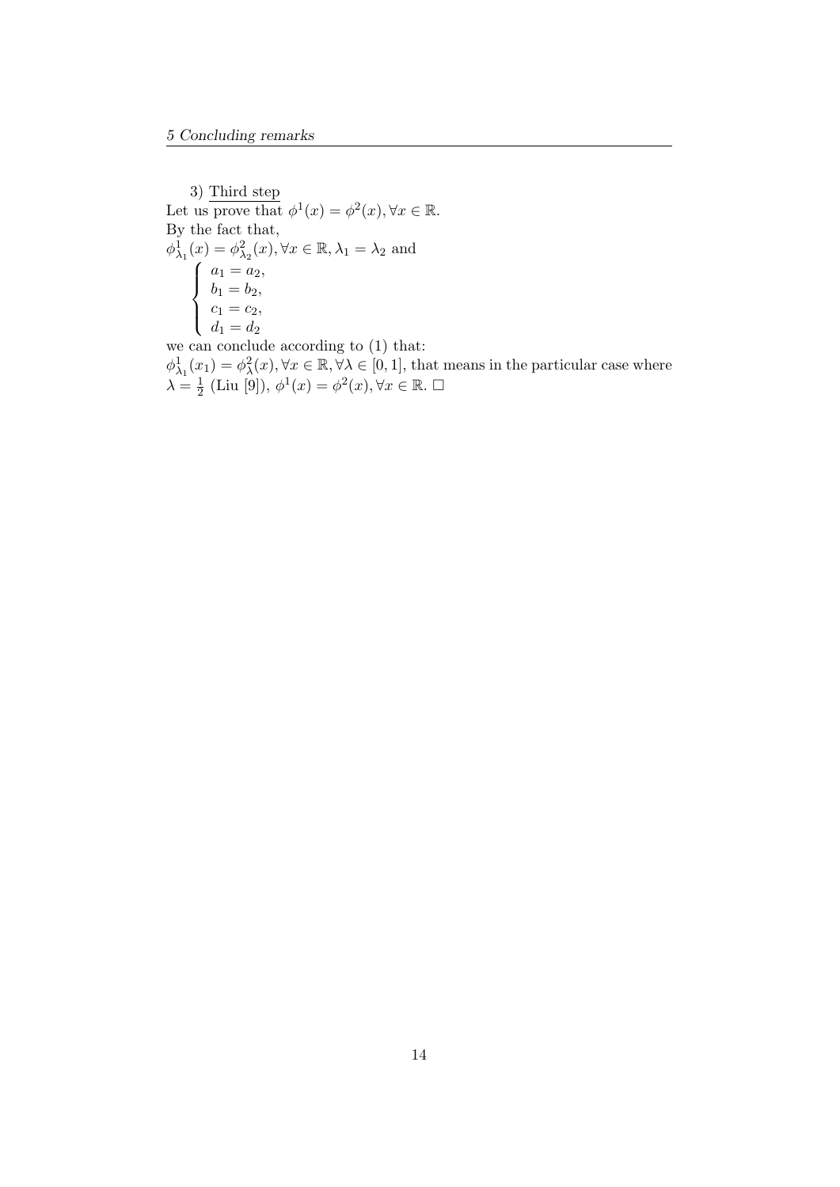3) <u>Third step</u>
Let us prove that $\phi^1(x) = \phi^2(x), \forall x \in \mathbb{R}$.
By the fact that,
$\phi^1_{\lambda_1}(x) = \phi^2_{\lambda_2}(x), \forall x \in \mathbb{R}, \lambda_1 = \lambda_2$ and

$$\begin{cases} a_1 = a_2, \\ b_1 = b_2, \\ c_1 = c_2, \\ d_1 = d_2 \end{cases}$$

we can conclude according to (1) that:
$\phi^1_{\lambda_1}(x_1) = \phi^2_{\lambda}(x), \forall x \in \mathbb{R}, \forall \lambda \in [0, 1]$, that means in the particular case where $\lambda = \frac{1}{2}$ (Liu [9]), $\phi^1(x) = \phi^2(x), \forall x \in \mathbb{R}$. $\square$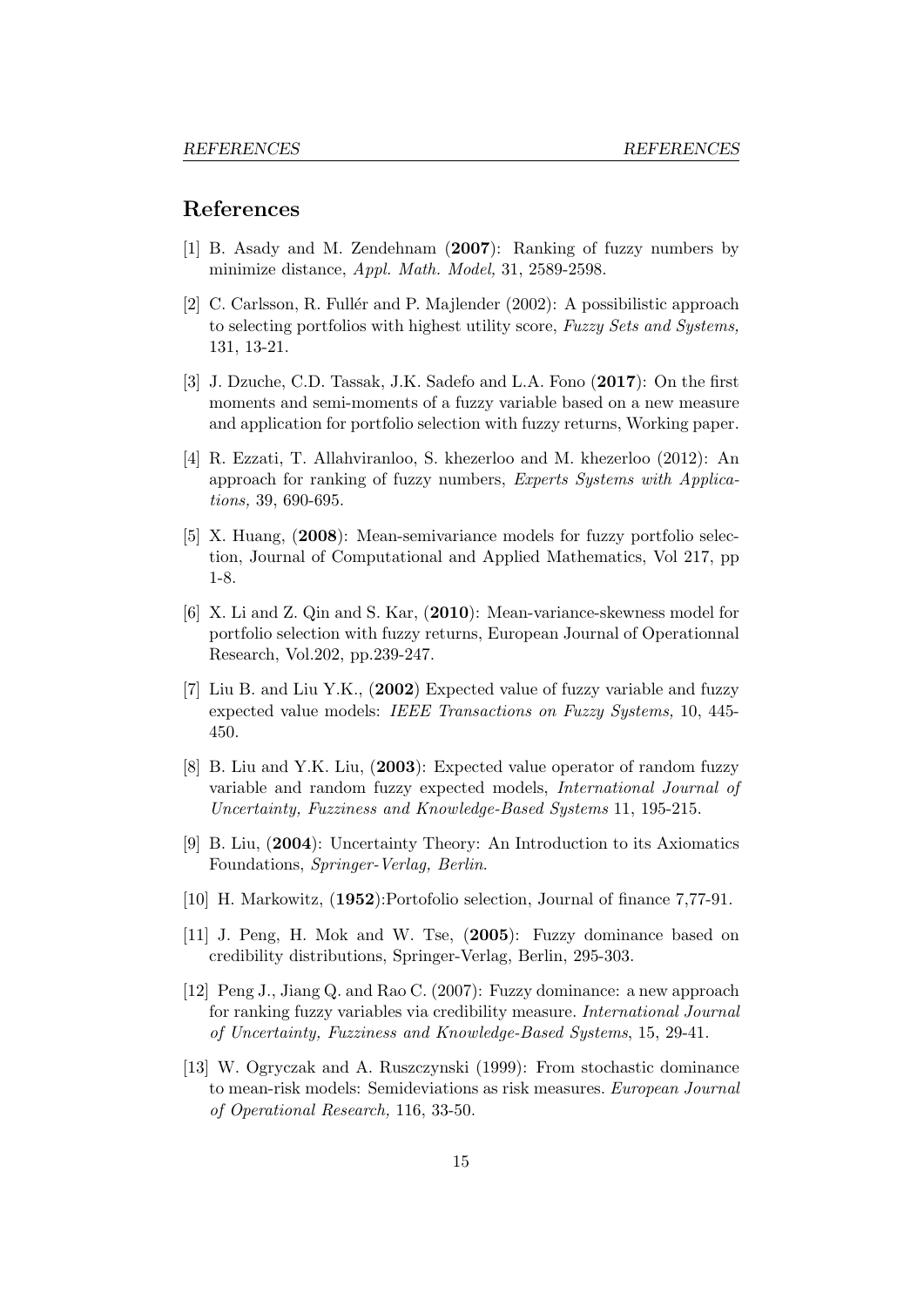# References

[1] B. Asady and M. Zendehnam (**2007**): Ranking of fuzzy numbers by minimize distance, *Appl. Math. Model,* 31, 2589-2598.

[2] C. Carlsson, R. Fullér and P. Majlender (2002): A possibilistic approach to selecting portfolios with highest utility score, *Fuzzy Sets and Systems,* 131, 13-21.

[3] J. Dzuche, C.D. Tassak, J.K. Sadefo and L.A. Fono (**2017**): On the first moments and semi-moments of a fuzzy variable based on a new measure and application for portfolio selection with fuzzy returns, Working paper.

[4] R. Ezzati, T. Allahviranloo, S. khezerloo and M. khezerloo (2012): An approach for ranking of fuzzy numbers, *Experts Systems with Applications,* 39, 690-695.

[5] X. Huang, (**2008**): Mean-semivariance models for fuzzy portfolio selection, Journal of Computational and Applied Mathematics, Vol 217, pp 1-8.

[6] X. Li and Z. Qin and S. Kar, (**2010**): Mean-variance-skewness model for portfolio selection with fuzzy returns, European Journal of Operationnal Research, Vol.202, pp.239-247.

[7] Liu B. and Liu Y.K., (**2002**) Expected value of fuzzy variable and fuzzy expected value models: *IEEE Transactions on Fuzzy Systems,* 10, 445-450.

[8] B. Liu and Y.K. Liu, (**2003**): Expected value operator of random fuzzy variable and random fuzzy expected models, *International Journal of Uncertainty, Fuzziness and Knowledge-Based Systems* 11, 195-215.

[9] B. Liu, (**2004**): Uncertainty Theory: An Introduction to its Axiomatics Foundations, *Springer-Verlag, Berlin*.

[10] H. Markowitz, (**1952**):Portofolio selection, Journal of finance 7,77-91.

[11] J. Peng, H. Mok and W. Tse, (**2005**): Fuzzy dominance based on credibility distributions, Springer-Verlag, Berlin, 295-303.

[12] Peng J., Jiang Q. and Rao C. (2007): Fuzzy dominance: a new approach for ranking fuzzy variables via credibility measure. *International Journal of Uncertainty, Fuzziness and Knowledge-Based Systems*, 15, 29-41.

[13] W. Ogryczak and A. Ruszczynski (1999): From stochastic dominance to mean-risk models: Semideviations as risk measures. *European Journal of Operational Research,* 116, 33-50.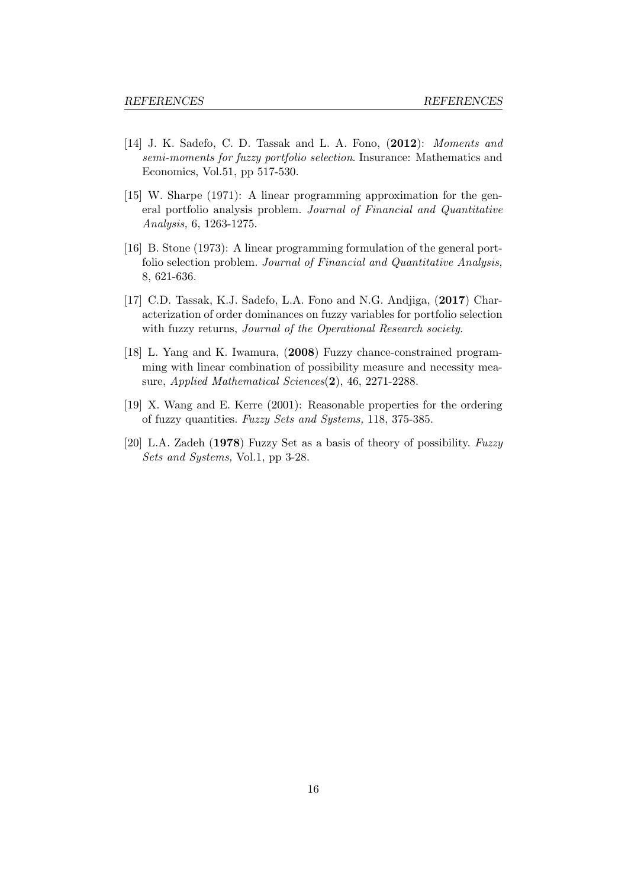[14] J. K. Sadefo, C. D. Tassak and L. A. Fono, (**2012**): *Moments and semi-moments for fuzzy portfolio selection*. Insurance: Mathematics and Economics, Vol.51, pp 517-530.

[15] W. Sharpe (1971): A linear programming approximation for the general portfolio analysis problem. *Journal of Financial and Quantitative Analysis,* 6, 1263-1275.

[16] B. Stone (1973): A linear programming formulation of the general portfolio selection problem. *Journal of Financial and Quantitative Analysis,* 8, 621-636.

[17] C.D. Tassak, K.J. Sadefo, L.A. Fono and N.G. Andjiga, (**2017**) Characterization of order dominances on fuzzy variables for portfolio selection with fuzzy returns, *Journal of the Operational Research society*.

[18] L. Yang and K. Iwamura, (**2008**) Fuzzy chance-constrained programming with linear combination of possibility measure and necessity measure, *Applied Mathematical Sciences*(**2**), 46, 2271-2288.

[19] X. Wang and E. Kerre (2001): Reasonable properties for the ordering of fuzzy quantities. *Fuzzy Sets and Systems,* 118, 375-385.

[20] L.A. Zadeh (**1978**) Fuzzy Set as a basis of theory of possibility. *Fuzzy Sets and Systems,* Vol.1, pp 3-28.